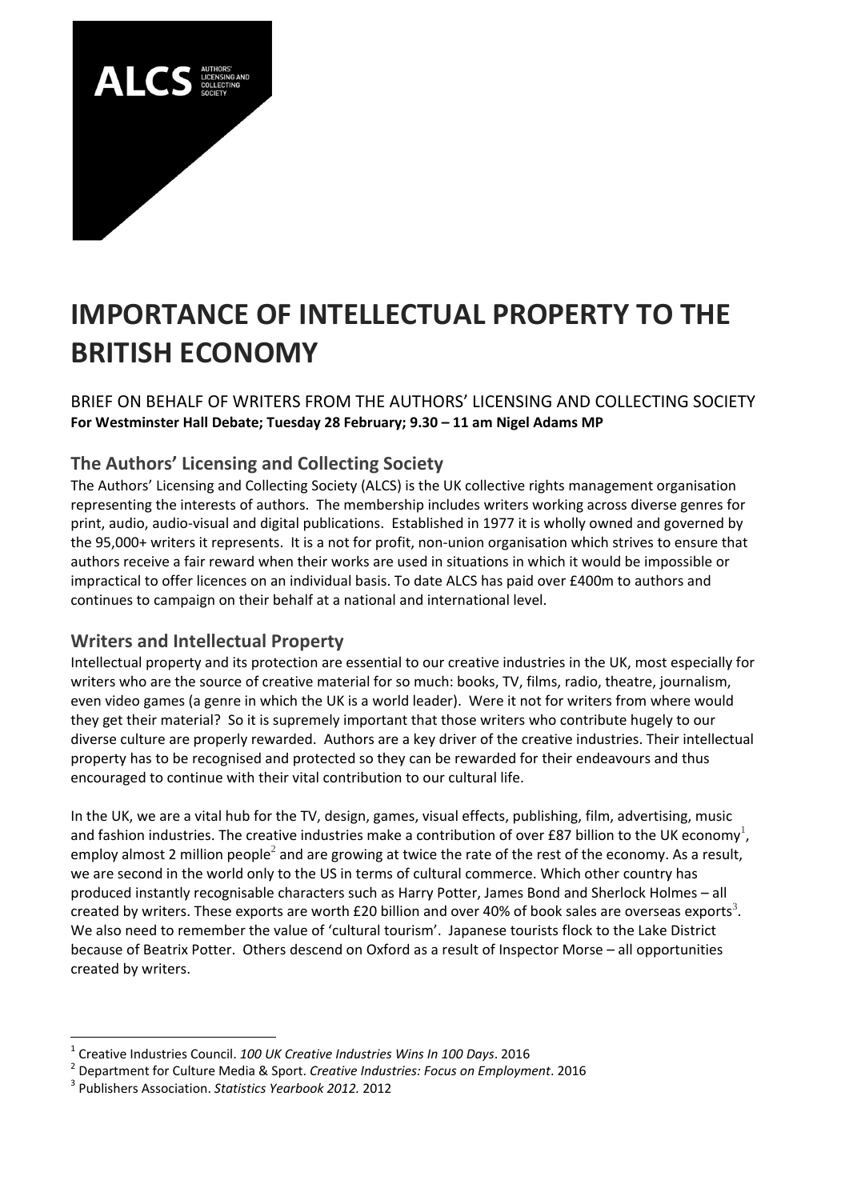ALCS AUTHORS' LICENSING AND COLLECTING SOCIETY

# IMPORTANCE OF INTELLECTUAL PROPERTY TO THE BRITISH ECONOMY

BRIEF ON BEHALF OF WRITERS FROM THE AUTHORS' LICENSING AND COLLECTING SOCIETY
**For Westminster Hall Debate; Tuesday 28 February; 9.30 – 11 am Nigel Adams MP**

## The Authors' Licensing and Collecting Society

The Authors' Licensing and Collecting Society (ALCS) is the UK collective rights management organisation representing the interests of authors. The membership includes writers working across diverse genres for print, audio, audio-visual and digital publications. Established in 1977 it is wholly owned and governed by the 95,000+ writers it represents. It is a not for profit, non-union organisation which strives to ensure that authors receive a fair reward when their works are used in situations in which it would be impossible or impractical to offer licences on an individual basis. To date ALCS has paid over £400m to authors and continues to campaign on their behalf at a national and international level.

## Writers and Intellectual Property

Intellectual property and its protection are essential to our creative industries in the UK, most especially for writers who are the source of creative material for so much: books, TV, films, radio, theatre, journalism, even video games (a genre in which the UK is a world leader). Were it not for writers from where would they get their material? So it is supremely important that those writers who contribute hugely to our diverse culture are properly rewarded. Authors are a key driver of the creative industries. Their intellectual property has to be recognised and protected so they can be rewarded for their endeavours and thus encouraged to continue with their vital contribution to our cultural life.

In the UK, we are a vital hub for the TV, design, games, visual effects, publishing, film, advertising, music and fashion industries. The creative industries make a contribution of over £87 billion to the UK economy[1], employ almost 2 million people[2] and are growing at twice the rate of the rest of the economy. As a result, we are second in the world only to the US in terms of cultural commerce. Which other country has produced instantly recognisable characters such as Harry Potter, James Bond and Sherlock Holmes – all created by writers. These exports are worth £20 billion and over 40% of book sales are overseas exports[3]. We also need to remember the value of 'cultural tourism'. Japanese tourists flock to the Lake District because of Beatrix Potter. Others descend on Oxford as a result of Inspector Morse – all opportunities created by writers.

---

[1] Creative Industries Council. *100 UK Creative Industries Wins In 100 Days*. 2016

[2] Department for Culture Media & Sport. *Creative Industries: Focus on Employment*. 2016

[3] Publishers Association. *Statistics Yearbook 2012.* 2012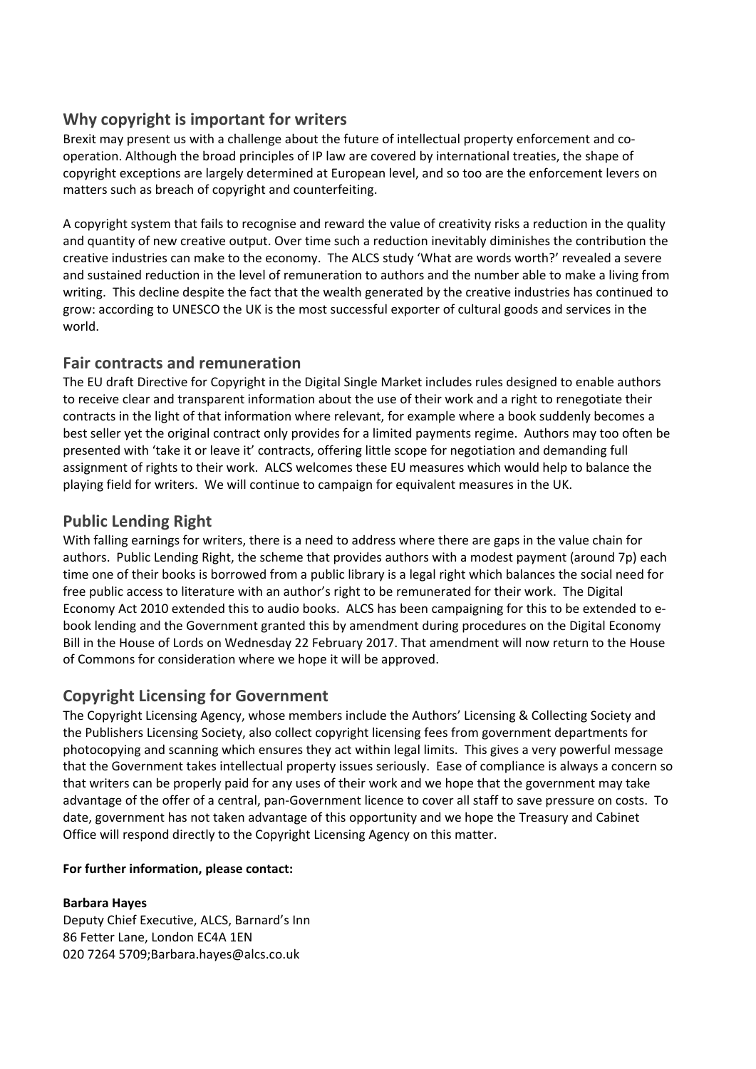## Why copyright is important for writers

Brexit may present us with a challenge about the future of intellectual property enforcement and co-operation. Although the broad principles of IP law are covered by international treaties, the shape of copyright exceptions are largely determined at European level, and so too are the enforcement levers on matters such as breach of copyright and counterfeiting.

A copyright system that fails to recognise and reward the value of creativity risks a reduction in the quality and quantity of new creative output. Over time such a reduction inevitably diminishes the contribution the creative industries can make to the economy. The ALCS study 'What are words worth?' revealed a severe and sustained reduction in the level of remuneration to authors and the number able to make a living from writing. This decline despite the fact that the wealth generated by the creative industries has continued to grow: according to UNESCO the UK is the most successful exporter of cultural goods and services in the world.

## Fair contracts and remuneration

The EU draft Directive for Copyright in the Digital Single Market includes rules designed to enable authors to receive clear and transparent information about the use of their work and a right to renegotiate their contracts in the light of that information where relevant, for example where a book suddenly becomes a best seller yet the original contract only provides for a limited payments regime. Authors may too often be presented with 'take it or leave it' contracts, offering little scope for negotiation and demanding full assignment of rights to their work. ALCS welcomes these EU measures which would help to balance the playing field for writers. We will continue to campaign for equivalent measures in the UK.

## Public Lending Right

With falling earnings for writers, there is a need to address where there are gaps in the value chain for authors. Public Lending Right, the scheme that provides authors with a modest payment (around 7p) each time one of their books is borrowed from a public library is a legal right which balances the social need for free public access to literature with an author's right to be remunerated for their work. The Digital Economy Act 2010 extended this to audio books. ALCS has been campaigning for this to be extended to e-book lending and the Government granted this by amendment during procedures on the Digital Economy Bill in the House of Lords on Wednesday 22 February 2017. That amendment will now return to the House of Commons for consideration where we hope it will be approved.

## Copyright Licensing for Government

The Copyright Licensing Agency, whose members include the Authors' Licensing & Collecting Society and the Publishers Licensing Society, also collect copyright licensing fees from government departments for photocopying and scanning which ensures they act within legal limits. This gives a very powerful message that the Government takes intellectual property issues seriously. Ease of compliance is always a concern so that writers can be properly paid for any uses of their work and we hope that the government may take advantage of the offer of a central, pan-Government licence to cover all staff to save pressure on costs. To date, government has not taken advantage of this opportunity and we hope the Treasury and Cabinet Office will respond directly to the Copyright Licensing Agency on this matter.

**For further information, please contact:**

**Barbara Hayes**
Deputy Chief Executive, ALCS, Barnard's Inn
86 Fetter Lane, London EC4A 1EN
020 7264 5709;Barbara.hayes@alcs.co.uk